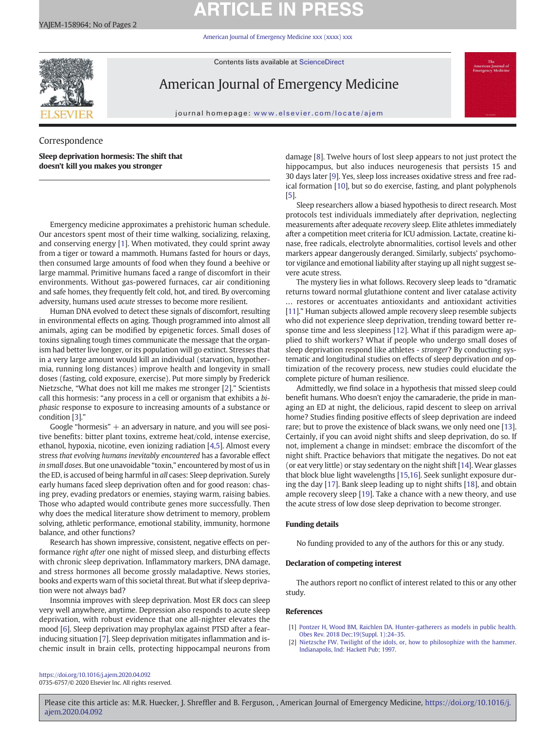Correspondence

# Sleep deprivation hormesis: The shift that doesn't kill you makes you stronger

Emergency medicine approximates a prehistoric human schedule. Our ancestors spent most of their time walking, socializing, relaxing, and conserving energy [1]. When motivated, they could sprint away from a tiger or toward a mammoth. Humans fasted for hours or days, then consumed large amounts of food when they found a beehive or large mammal. Primitive humans faced a range of discomfort in their environments. Without gas-powered furnaces, car air conditioning and safe homes, they frequently felt cold, hot, and tired. By overcoming adversity, humans used *acute* stresses to become more resilient.

Human DNA evolved to detect these signals of discomfort, resulting in environmental effects on aging. Though programmed into almost all animals, aging can be modified by epigenetic forces. Small doses of toxins signaling tough times communicate the message that the organism had better live longer, or its population will go extinct. Stresses that in a very large amount would kill an individual (starvation, hypothermia, running long distances) improve health and longevity in small doses (fasting, cold exposure, exercise). Put more simply by Frederick Nietzsche, "What does not kill me makes me stronger [2]." Scientists call this hormesis: "any process in a cell or organism that exhibits a *biphasic* response to exposure to increasing amounts of a substance or condition [3]."

Google "hormesis" + an adversary in nature, and you will see positive benefits: bitter plant toxins, extreme heat/cold, intense exercise, ethanol, hypoxia, nicotine, even ionizing radiation [4,5]. Almost every stress *that evolving humans inevitably encountered* has a favorable effect *in small doses*. But one unavoidable "toxin," encountered by most of us in the ED, is accused of being harmful in *all* cases: Sleep deprivation. Surely early humans faced sleep deprivation often and for good reason: chasing prey, evading predators or enemies, staying warm, raising babies. Those who adapted would contribute genes more successfully. Then why does the medical literature show detriment to memory, problem solving, athletic performance, emotional stability, immunity, hormone balance, and other functions?

Research has shown impressive, consistent, negative effects on performance *right after* one night of missed sleep, and disturbing effects with chronic sleep deprivation. Inflammatory markers, DNA damage, and stress hormones all become grossly maladaptive. News stories, books and experts warn of this societal threat. But what if sleep deprivation were not always bad?

Insomnia improves with sleep deprivation. Most ER docs can sleep very well anywhere, anytime. Depression also responds to acute sleep deprivation, with robust evidence that one all-nighter elevates the mood [6]. Sleep deprivation may prophylax against PTSD after a fear-inducing situation [7]. Sleep deprivation mitigates inflammation and ischemic insult in brain cells, protecting hippocampal neurons from damage [8]. Twelve hours of lost sleep appears to not just protect the hippocampus, but also induces neurogenesis that persists 15 and 30 days later [9]. Yes, sleep loss increases oxidative stress and free radical formation [10], but so do exercise, fasting, and plant polyphenols [5].

Sleep researchers allow a biased hypothesis to direct research. Most protocols test individuals immediately after deprivation, neglecting measurements after adequate *recovery* sleep. Elite athletes immediately after a competition meet criteria for ICU admission. Lactate, creatine kinase, free radicals, electrolyte abnormalities, cortisol levels and other markers appear dangerously deranged. Similarly, subjects' psychomotor vigilance and emotional liability after staying up all night suggest severe acute stress.

The mystery lies in what follows. Recovery sleep leads to "dramatic returns toward normal glutathione content and liver catalase activity … restores or accentuates antioxidants and antioxidant activities [11]." Human subjects allowed ample recovery sleep resemble subjects who did not experience sleep deprivation, trending toward better response time and less sleepiness [12]. What if this paradigm were applied to shift workers? What if people who undergo small doses of sleep deprivation respond like athletes - *stronger*? By conducting systematic and longitudinal studies on effects of sleep deprivation *and* optimization of the recovery process, new studies could elucidate the complete picture of human resilience.

Admittedly, we find solace in a hypothesis that missed sleep could benefit humans. Who doesn't enjoy the camaraderie, the pride in managing an ED at night, the delicious, rapid descent to sleep on arrival home? Studies finding positive effects of sleep deprivation are indeed rare; but to prove the existence of black swans, we only need one [13]. Certainly, if you can avoid night shifts and sleep deprivation, do so. If not, implement a change in mindset: embrace the discomfort of the night shift. Practice behaviors that mitigate the negatives. Do not eat (or eat very little) or stay sedentary on the night shift [14]. Wear glasses that block blue light wavelengths [15,16]. Seek sunlight exposure during the day [17]. Bank sleep leading up to night shifts [18], and obtain ample recovery sleep [19]. Take a chance with a new theory, and use the acute stress of low dose sleep deprivation to become stronger.

## Funding details

No funding provided to any of the authors for this or any study.

## Declaration of competing interest

The authors report no conflict of interest related to this or any other study.

## References

[1] Pontzer H, Wood BM, Raichlen DA. Hunter-gatherers as models in public health. Obes Rev. 2018 Dec;19(Suppl. 1):24–35.

[2] Nietzsche FW. Twilight of the idols, or, how to philosophize with the hammer. Indianapolis, Ind: Hackett Pub; 1997.

https://doi.org/10.1016/j.ajem.2020.04.092
0735-6757/© 2020 Elsevier Inc. All rights reserved.

Please cite this article as: M.R. Huecker, J. Shreffler and B. Ferguson, , American Journal of Emergency Medicine, https://doi.org/10.1016/j.ajem.2020.04.092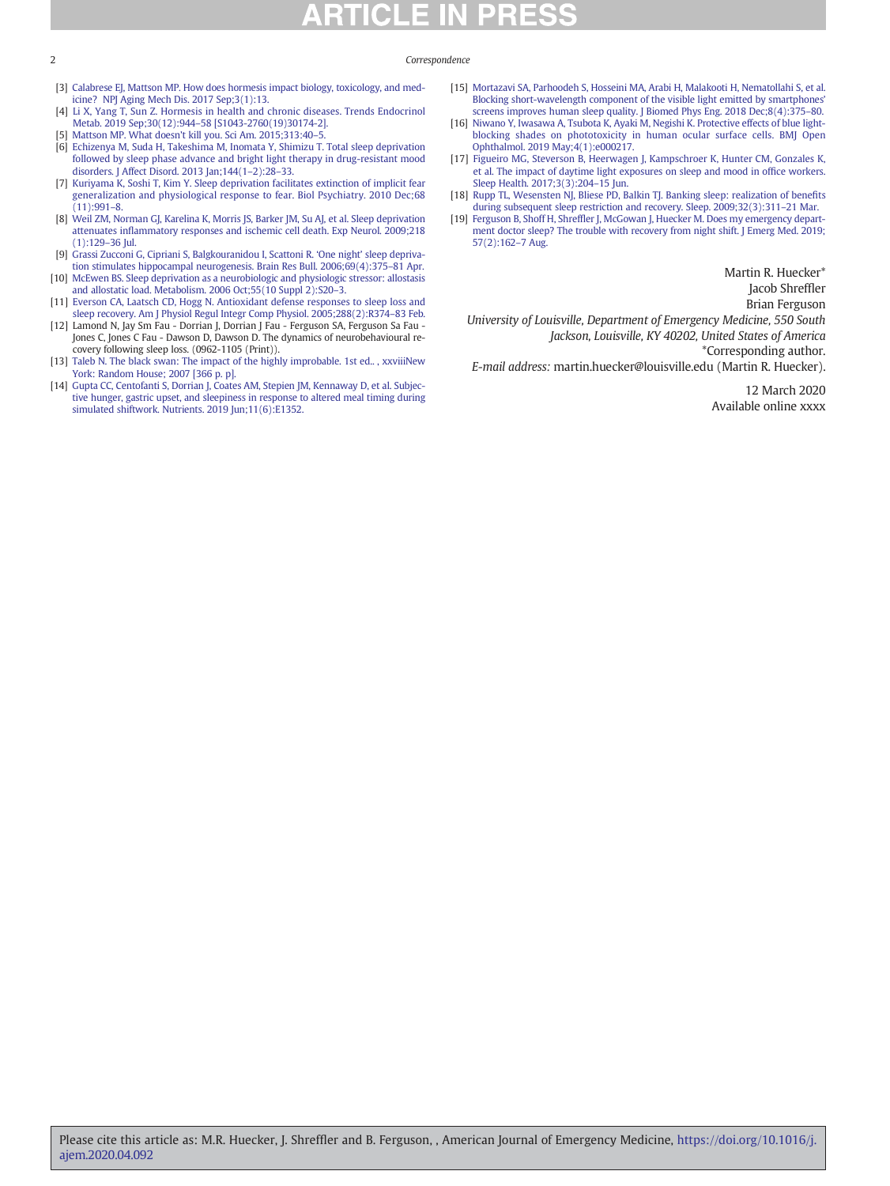[3] Calabrese EJ, Mattson MP. How does hormesis impact biology, toxicology, and medicine? NPJ Aging Mech Dis. 2017 Sep;3(1):13.

[4] Li X, Yang T, Sun Z. Hormesis in health and chronic diseases. Trends Endocrinol Metab. 2019 Sep;30(12):944–58 [S1043-2760(19)30174-2].

[5] Mattson MP. What doesn't kill you. Sci Am. 2015;313:40–5.

[6] Echizenya M, Suda H, Takeshima M, Inomata Y, Shimizu T. Total sleep deprivation followed by sleep phase advance and bright light therapy in drug-resistant mood disorders. J Affect Disord. 2013 Jan;144(1–2):28–33.

[7] Kuriyama K, Soshi T, Kim Y. Sleep deprivation facilitates extinction of implicit fear generalization and physiological response to fear. Biol Psychiatry. 2010 Dec;68(11):991–8.

[8] Weil ZM, Norman GJ, Karelina K, Morris JS, Barker JM, Su AJ, et al. Sleep deprivation attenuates inflammatory responses and ischemic cell death. Exp Neurol. 2009;218(1):129–36 Jul.

[9] Grassi Zucconi G, Cipriani S, Balgkouranidou I, Scattoni R. 'One night' sleep deprivation stimulates hippocampal neurogenesis. Brain Res Bull. 2006;69(4):375–81 Apr.

[10] McEwen BS. Sleep deprivation as a neurobiologic and physiologic stressor: allostasis and allostatic load. Metabolism. 2006 Oct;55(10 Suppl 2):S20–3.

[11] Everson CA, Laatsch CD, Hogg N. Antioxidant defense responses to sleep loss and sleep recovery. Am J Physiol Regul Integr Comp Physiol. 2005;288(2):R374–83 Feb.

[12] Lamond N, Jay Sm Fau - Dorrian J, Dorrian J Fau - Ferguson SA, Ferguson Sa Fau - Jones C, Jones C Fau - Dawson D, Dawson D. The dynamics of neurobehavioural recovery following sleep loss. (0962-1105 (Print)).

[13] Taleb N. The black swan: The impact of the highly improbable. 1st ed.. , xxviiiNew York: Random House; 2007 [366 p. p].

[14] Gupta CC, Centofanti S, Dorrian J, Coates AM, Stepien JM, Kennaway D, et al. Subjective hunger, gastric upset, and sleepiness in response to altered meal timing during simulated shiftwork. Nutrients. 2019 Jun;11(6):E1352.

[15] Mortazavi SA, Parhoodeh S, Hosseini MA, Arabi H, Malakooti H, Nematollahi S, et al. Blocking short-wavelength component of the visible light emitted by smartphones' screens improves human sleep quality. J Biomed Phys Eng. 2018 Dec;8(4):375–80.

[16] Niwano Y, Iwasawa A, Tsubota K, Ayaki M, Negishi K. Protective effects of blue light-blocking shades on phototoxicity in human ocular surface cells. BMJ Open Ophthalmol. 2019 May;4(1):e000217.

[17] Figueiro MG, Steverson B, Heerwagen J, Kampschroer K, Hunter CM, Gonzales K, et al. The impact of daytime light exposures on sleep and mood in office workers. Sleep Health. 2017;3(3):204–15 Jun.

[18] Rupp TL, Wesensten NJ, Bliese PD, Balkin TJ. Banking sleep: realization of benefits during subsequent sleep restriction and recovery. Sleep. 2009;32(3):311–21 Mar.

[19] Ferguson B, Shoff H, Shreffler J, McGowan J, Huecker M. Does my emergency department doctor sleep? The trouble with recovery from night shift. J Emerg Med. 2019;57(2):162–7 Aug.

Martin R. Huecker*
Jacob Shreffler
Brian Ferguson

*University of Louisville, Department of Emergency Medicine, 550 South Jackson, Louisville, KY 40202, United States of America*

*Corresponding author.

*E-mail address:* martin.huecker@louisville.edu (Martin R. Huecker).

12 March 2020
Available online xxxx

Please cite this article as: M.R. Huecker, J. Shreffler and B. Ferguson, , American Journal of Emergency Medicine, https://doi.org/10.1016/j.ajem.2020.04.092